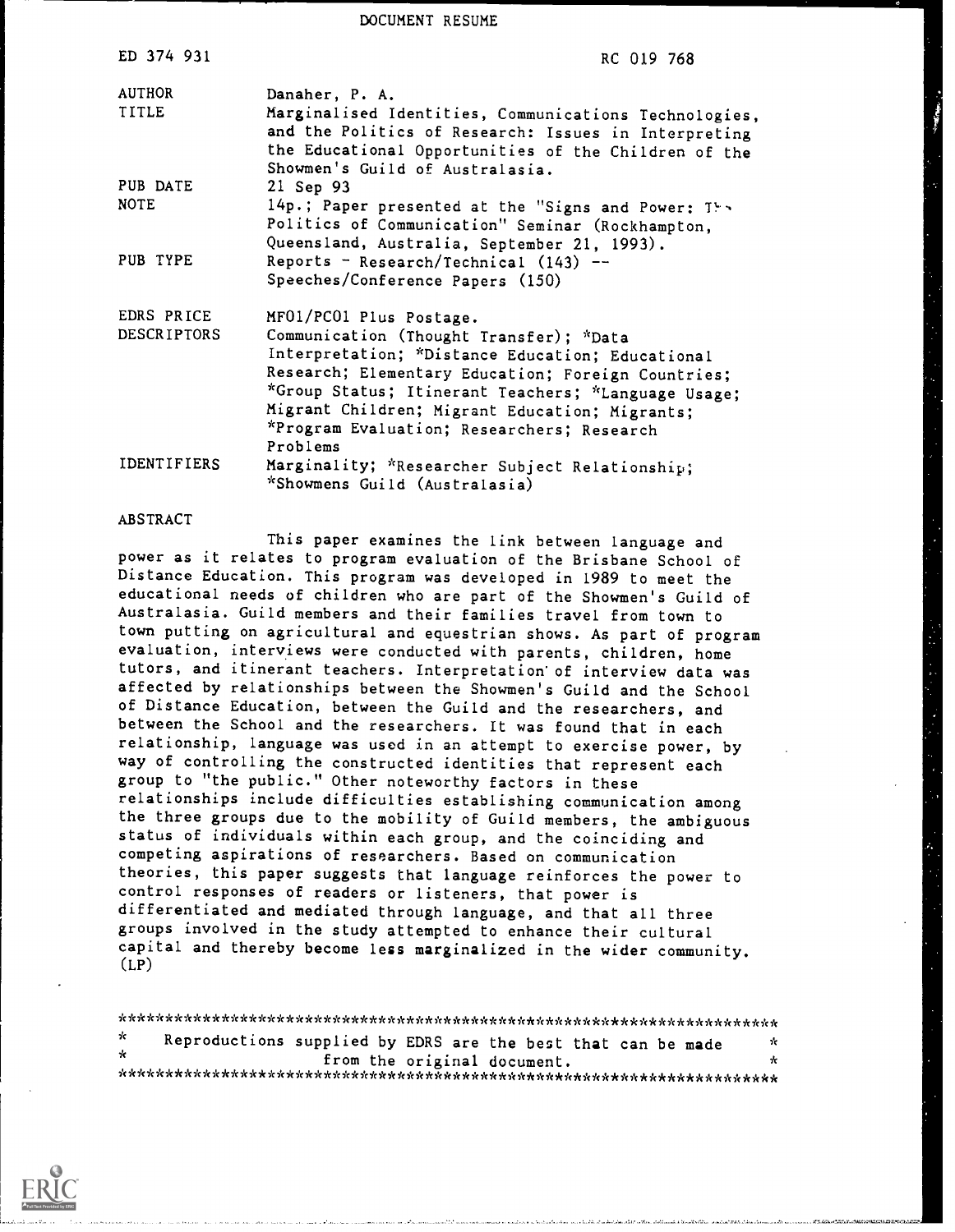DOCUMENT RESUME

| | |
|---|---|
| ED 374 931 | RC 019 768 |
| AUTHOR | Danaher, P. A. |
| TITLE | Marginalised Identities, Communications Technologies, and the Politics of Research: Issues in Interpreting the Educational Opportunities of the Children of the Showmen's Guild of Australasia. |
| PUB DATE | 21 Sep 93 |
| NOTE | 14p.; Paper presented at the "Signs and Power: The Politics of Communication" Seminar (Rockhampton, Queensland, Australia, September 21, 1993). |
| PUB TYPE | Reports - Research/Technical (143) -- Speeches/Conference Papers (150) |
| EDRS PRICE | MF01/PC01 Plus Postage. |
| DESCRIPTORS | Communication (Thought Transfer); *Data Interpretation; *Distance Education; Educational Research; Elementary Education; Foreign Countries; *Group Status; Itinerant Teachers; *Language Usage; Migrant Children; Migrant Education; Migrants; *Program Evaluation; Researchers; Research Problems |
| IDENTIFIERS | Marginality; *Researcher Subject Relationship; *Showmens Guild (Australasia) |

ABSTRACT

This paper examines the link between language and power as it relates to program evaluation of the Brisbane School of Distance Education. This program was developed in 1989 to meet the educational needs of children who are part of the Showmen's Guild of Australasia. Guild members and their families travel from town to town putting on agricultural and equestrian shows. As part of program evaluation, interviews were conducted with parents, children, home tutors, and itinerant teachers. Interpretation of interview data was affected by relationships between the Showmen's Guild and the School of Distance Education, between the Guild and the researchers, and between the School and the researchers. It was found that in each relationship, language was used in an attempt to exercise power, by way of controlling the constructed identities that represent each group to "the public." Other noteworthy factors in these relationships include difficulties establishing communication among the three groups due to the mobility of Guild members, the ambiguous status of individuals within each group, and the coinciding and competing aspirations of researchers. Based on communication theories, this paper suggests that language reinforces the power to control responses of readers or listeners, that power is differentiated and mediated through language, and that all three groups involved in the study attempted to enhance their cultural capital and thereby become less marginalized in the wider community. (LP)

***********************************************************************
* Reproductions supplied by EDRS are the best that can be made *
* from the original document. *
***********************************************************************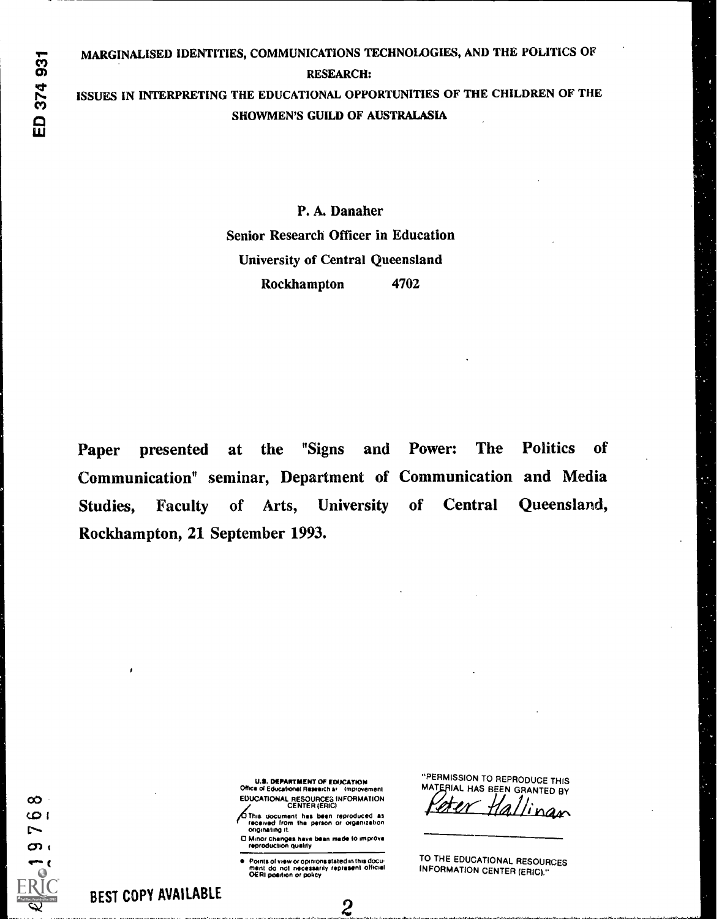# MARGINALISED IDENTITIES, COMMUNICATIONS TECHNOLOGIES, AND THE POLITICS OF RESEARCH:

## ISSUES IN INTERPRETING THE EDUCATIONAL OPPORTUNITIES OF THE CHILDREN OF THE SHOWMEN'S GUILD OF AUSTRALASIA

**P. A. Danaher**
**Senior Research Officer in Education**
**University of Central Queensland**
**Rockhampton 4702**

**Paper presented at the "Signs and Power: The Politics of Communication" seminar, Department of Communication and Media Studies, Faculty of Arts, University of Central Queensland, Rockhampton, 21 September 1993.**

U.S. DEPARTMENT OF EDUCATION
Office of Educational Research and Improvement
EDUCATIONAL RESOURCES INFORMATION CENTER (ERIC)

- This document has been reproduced as received from the person or organization originating it.
- Minor changes have been made to improve reproduction quality.
- Points of view or opinions stated in this document do not necessarily represent official OERI position or policy

"PERMISSION TO REPRODUCE THIS MATERIAL HAS BEEN GRANTED BY Peter Hallinan

TO THE EDUCATIONAL RESOURCES INFORMATION CENTER (ERIC)."

BEST COPY AVAILABLE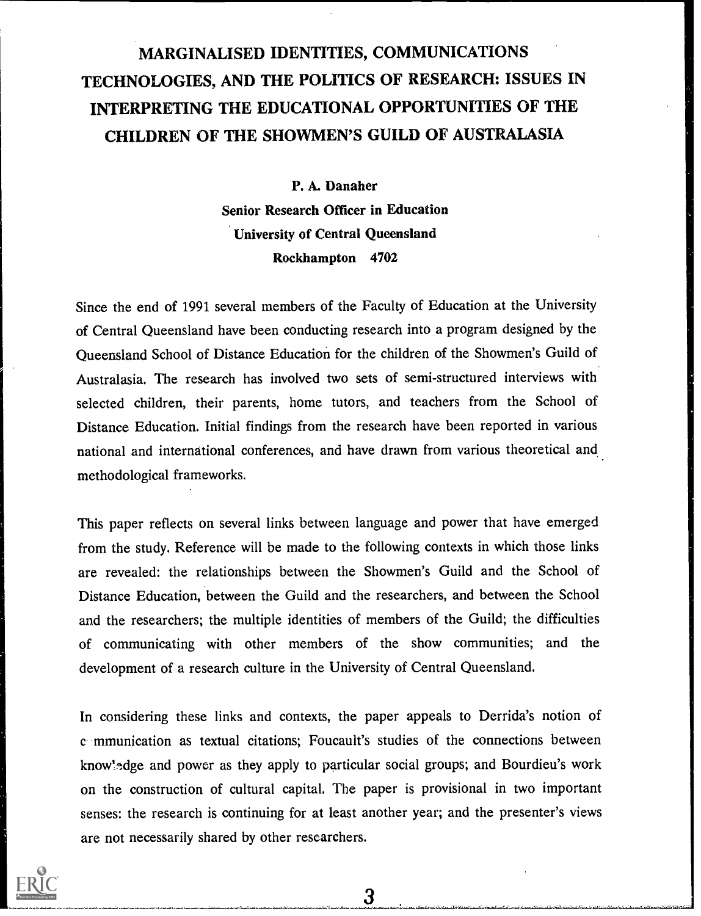# MARGINALISED IDENTITIES, COMMUNICATIONS TECHNOLOGIES, AND THE POLITICS OF RESEARCH: ISSUES IN INTERPRETING THE EDUCATIONAL OPPORTUNITIES OF THE CHILDREN OF THE SHOWMEN'S GUILD OF AUSTRALASIA

**P. A. Danaher**
**Senior Research Officer in Education**
**University of Central Queensland**
**Rockhampton 4702**

Since the end of 1991 several members of the Faculty of Education at the University of Central Queensland have been conducting research into a program designed by the Queensland School of Distance Education for the children of the Showmen's Guild of Australasia. The research has involved two sets of semi-structured interviews with selected children, their parents, home tutors, and teachers from the School of Distance Education. Initial findings from the research have been reported in various national and international conferences, and have drawn from various theoretical and methodological frameworks.

This paper reflects on several links between language and power that have emerged from the study. Reference will be made to the following contexts in which those links are revealed: the relationships between the Showmen's Guild and the School of Distance Education, between the Guild and the researchers, and between the School and the researchers; the multiple identities of members of the Guild; the difficulties of communicating with other members of the show communities; and the development of a research culture in the University of Central Queensland.

In considering these links and contexts, the paper appeals to Derrida's notion of communication as textual citations; Foucault's studies of the connections between knowledge and power as they apply to particular social groups; and Bourdieu's work on the construction of cultural capital. The paper is provisional in two important senses: the research is continuing for at least another year; and the presenter's views are not necessarily shared by other researchers.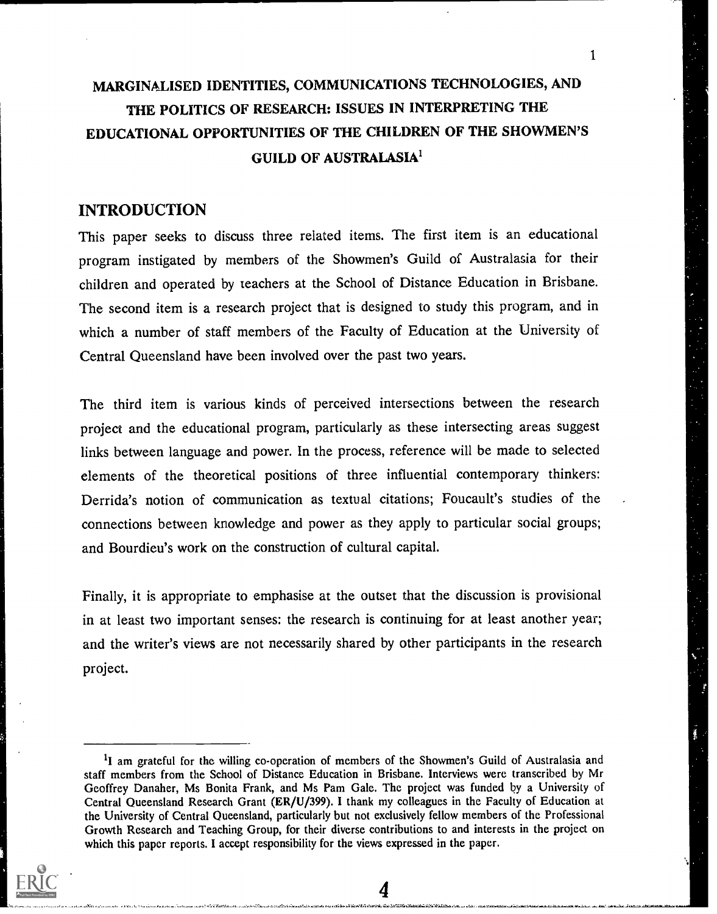# MARGINALISED IDENTITIES, COMMUNICATIONS TECHNOLOGIES, AND THE POLITICS OF RESEARCH: ISSUES IN INTERPRETING THE EDUCATIONAL OPPORTUNITIES OF THE CHILDREN OF THE SHOWMEN'S GUILD OF AUSTRALASIA[1]

## INTRODUCTION

This paper seeks to discuss three related items. The first item is an educational program instigated by members of the Showmen's Guild of Australasia for their children and operated by teachers at the School of Distance Education in Brisbane. The second item is a research project that is designed to study this program, and in which a number of staff members of the Faculty of Education at the University of Central Queensland have been involved over the past two years.

The third item is various kinds of perceived intersections between the research project and the educational program, particularly as these intersecting areas suggest links between language and power. In the process, reference will be made to selected elements of the theoretical positions of three influential contemporary thinkers: Derrida's notion of communication as textual citations; Foucault's studies of the connections between knowledge and power as they apply to particular social groups; and Bourdieu's work on the construction of cultural capital.

Finally, it is appropriate to emphasise at the outset that the discussion is provisional in at least two important senses: the research is continuing for at least another year; and the writer's views are not necessarily shared by other participants in the research project.

---

[1] I am grateful for the willing co-operation of members of the Showmen's Guild of Australasia and staff members from the School of Distance Education in Brisbane. Interviews were transcribed by Mr Geoffrey Danaher, Ms Bonita Frank, and Ms Pam Gale. The project was funded by a University of Central Queensland Research Grant (ER/U/399). I thank my colleagues in the Faculty of Education at the University of Central Queensland, particularly but not exclusively fellow members of the Professional Growth Research and Teaching Group, for their diverse contributions to and interests in the project on which this paper reports. I accept responsibility for the views expressed in the paper.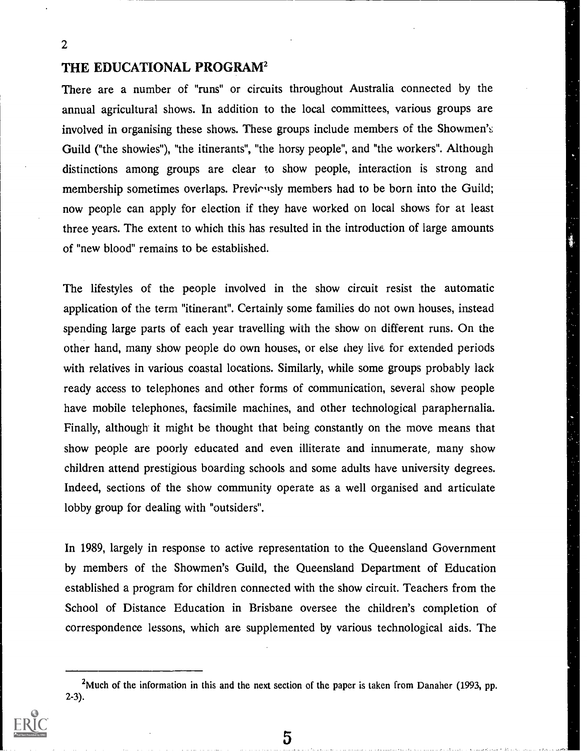## THE EDUCATIONAL PROGRAM[2]

There are a number of "runs" or circuits throughout Australia connected by the annual agricultural shows. In addition to the local committees, various groups are involved in organising these shows. These groups include members of the Showmen's Guild ("the showies"), "the itinerants", "the horsy people", and "the workers". Although distinctions among groups are clear to show people, interaction is strong and membership sometimes overlaps. Previously members had to be born into the Guild; now people can apply for election if they have worked on local shows for at least three years. The extent to which this has resulted in the introduction of large amounts of "new blood" remains to be established.

The lifestyles of the people involved in the show circuit resist the automatic application of the term "itinerant". Certainly some families do not own houses, instead spending large parts of each year travelling with the show on different runs. On the other hand, many show people do own houses, or else they live for extended periods with relatives in various coastal locations. Similarly, while some groups probably lack ready access to telephones and other forms of communication, several show people have mobile telephones, facsimile machines, and other technological paraphernalia. Finally, although it might be thought that being constantly on the move means that show people are poorly educated and even illiterate and innumerate, many show children attend prestigious boarding schools and some adults have university degrees. Indeed, sections of the show community operate as a well organised and articulate lobby group for dealing with "outsiders".

In 1989, largely in response to active representation to the Queensland Government by members of the Showmen's Guild, the Queensland Department of Education established a program for children connected with the show circuit. Teachers from the School of Distance Education in Brisbane oversee the children's completion of correspondence lessons, which are supplemented by various technological aids. The

[2] Much of the information in this and the next section of the paper is taken from Danaher (1993, pp. 2-3).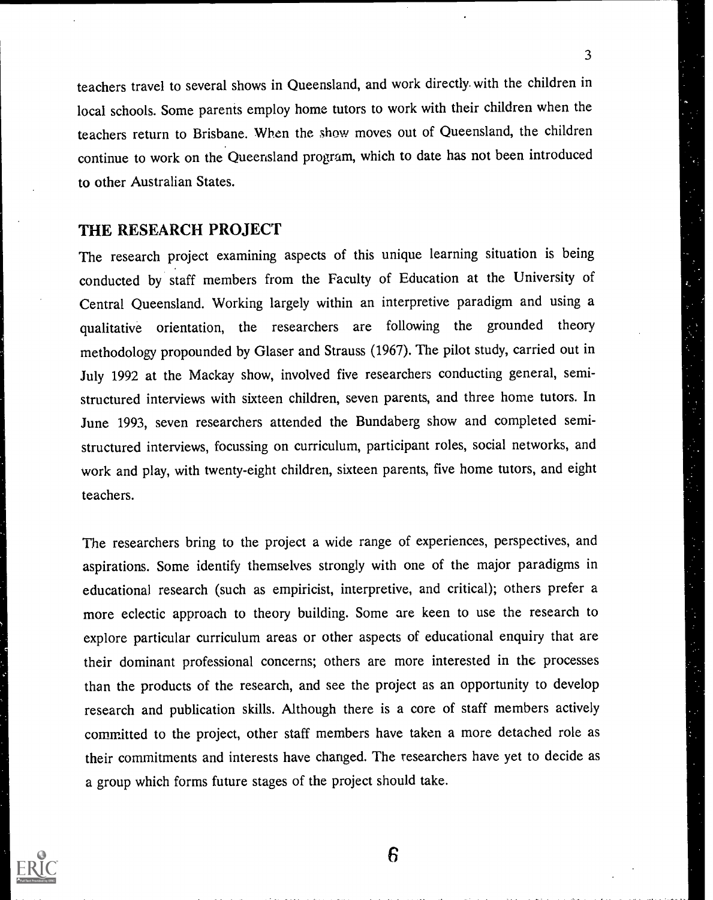teachers travel to several shows in Queensland, and work directly with the children in local schools. Some parents employ home tutors to work with their children when the teachers return to Brisbane. When the show moves out of Queensland, the children continue to work on the Queensland program, which to date has not been introduced to other Australian States.

## THE RESEARCH PROJECT

The research project examining aspects of this unique learning situation is being conducted by staff members from the Faculty of Education at the University of Central Queensland. Working largely within an interpretive paradigm and using a qualitative orientation, the researchers are following the grounded theory methodology propounded by Glaser and Strauss (1967). The pilot study, carried out in July 1992 at the Mackay show, involved five researchers conducting general, semi-structured interviews with sixteen children, seven parents, and three home tutors. In June 1993, seven researchers attended the Bundaberg show and completed semi-structured interviews, focussing on curriculum, participant roles, social networks, and work and play, with twenty-eight children, sixteen parents, five home tutors, and eight teachers.

The researchers bring to the project a wide range of experiences, perspectives, and aspirations. Some identify themselves strongly with one of the major paradigms in educational research (such as empiricist, interpretive, and critical); others prefer a more eclectic approach to theory building. Some are keen to use the research to explore particular curriculum areas or other aspects of educational enquiry that are their dominant professional concerns; others are more interested in the processes than the products of the research, and see the project as an opportunity to develop research and publication skills. Although there is a core of staff members actively committed to the project, other staff members have taken a more detached role as their commitments and interests have changed. The researchers have yet to decide as a group which forms future stages of the project should take.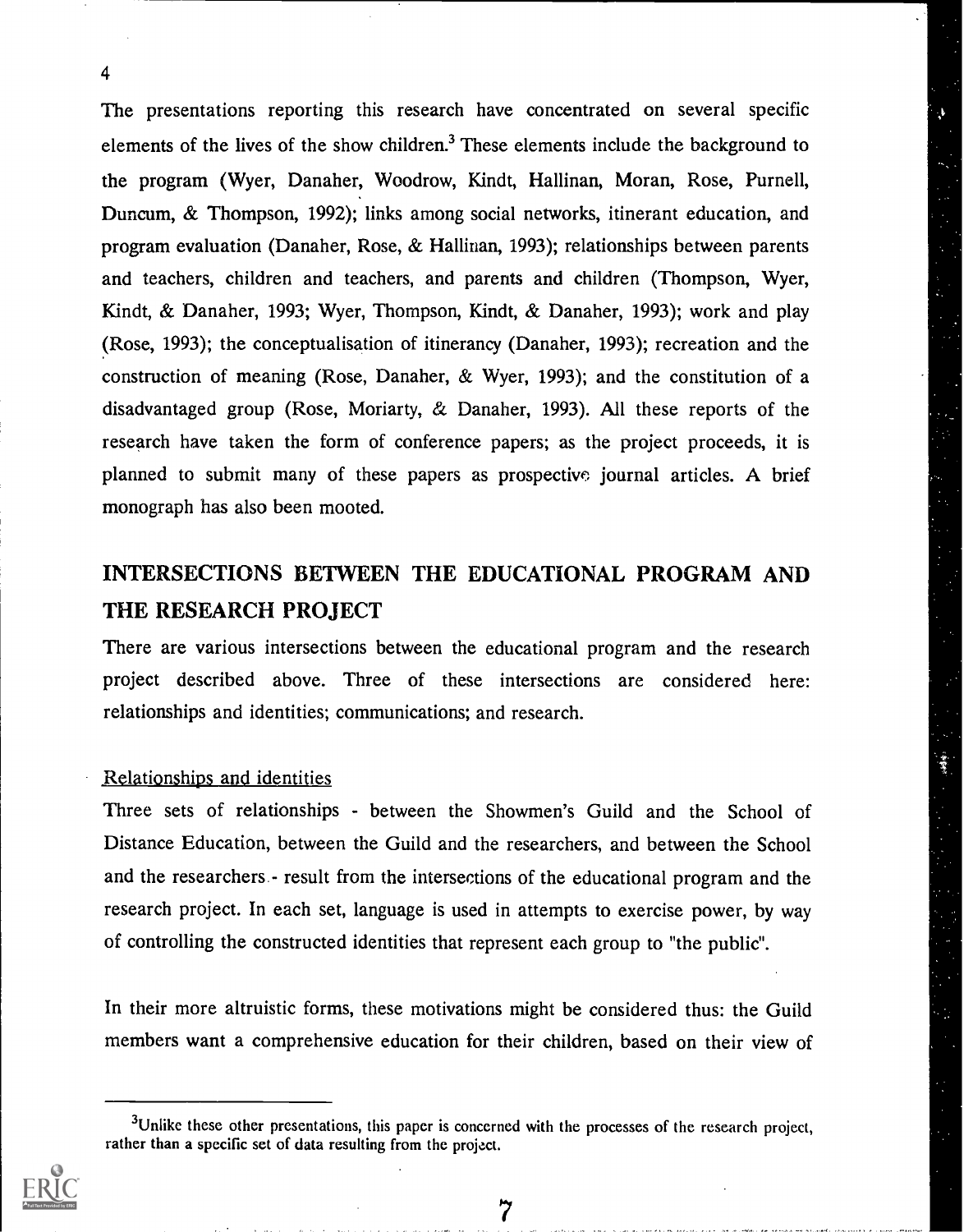The presentations reporting this research have concentrated on several specific elements of the lives of the show children.[3] These elements include the background to the program (Wyer, Danaher, Woodrow, Kindt, Hallinan, Moran, Rose, Purnell, Duncum, & Thompson, 1992); links among social networks, itinerant education, and program evaluation (Danaher, Rose, & Hallinan, 1993); relationships between parents and teachers, children and teachers, and parents and children (Thompson, Wyer, Kindt, & Danaher, 1993; Wyer, Thompson, Kindt, & Danaher, 1993); work and play (Rose, 1993); the conceptualisation of itinerancy (Danaher, 1993); recreation and the construction of meaning (Rose, Danaher, & Wyer, 1993); and the constitution of a disadvantaged group (Rose, Moriarty, & Danaher, 1993). All these reports of the research have taken the form of conference papers; as the project proceeds, it is planned to submit many of these papers as prospective journal articles. A brief monograph has also been mooted.

## INTERSECTIONS BETWEEN THE EDUCATIONAL PROGRAM AND THE RESEARCH PROJECT

There are various intersections between the educational program and the research project described above. Three of these intersections are considered here: relationships and identities; communications; and research.

### Relationships and identities

Three sets of relationships - between the Showmen's Guild and the School of Distance Education, between the Guild and the researchers, and between the School and the researchers - result from the intersections of the educational program and the research project. In each set, language is used in attempts to exercise power, by way of controlling the constructed identities that represent each group to "the public".

In their more altruistic forms, these motivations might be considered thus: the Guild members want a comprehensive education for their children, based on their view of

[3] Unlike these other presentations, this paper is concerned with the processes of the research project, rather than a specific set of data resulting from the project.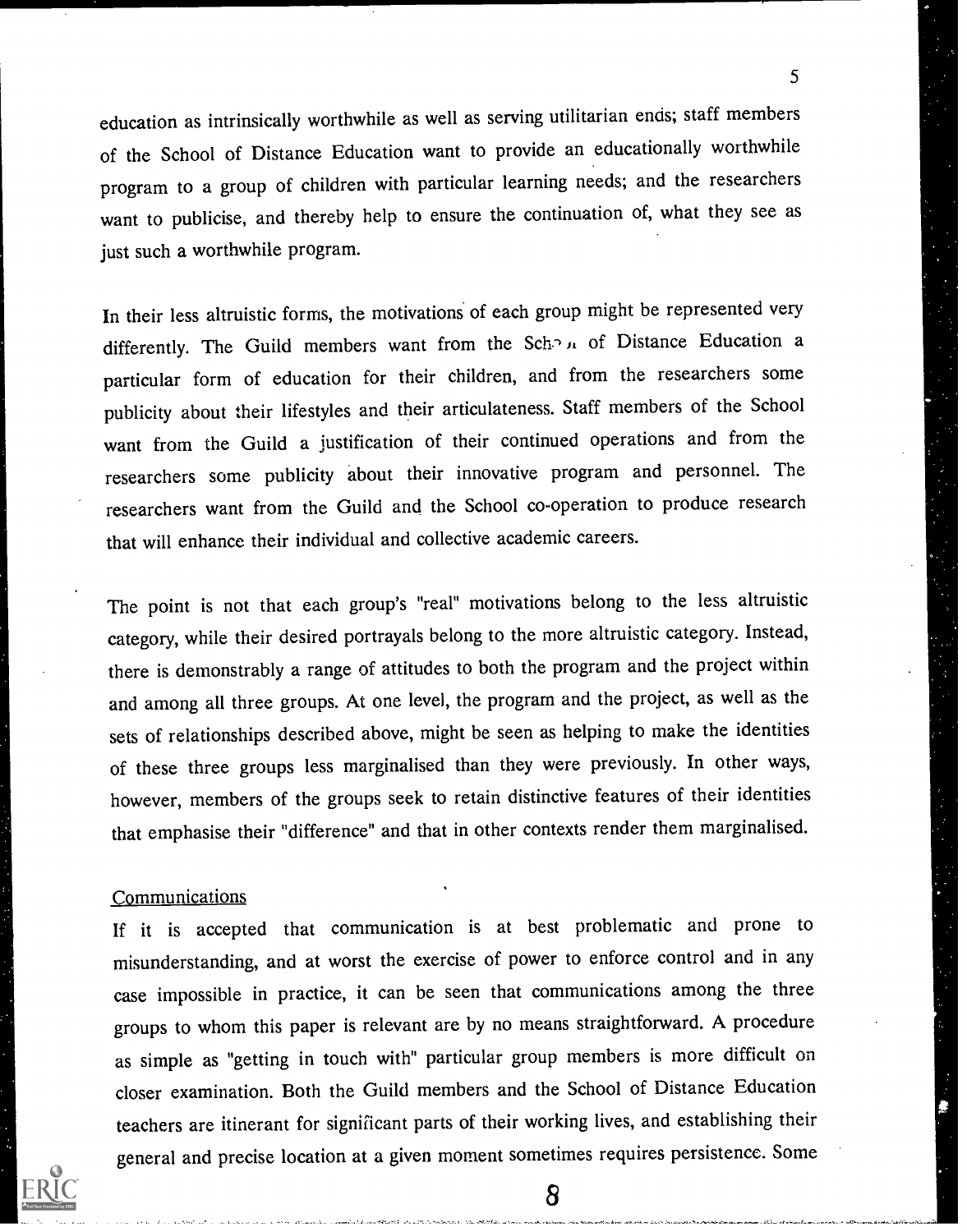education as intrinsically worthwhile as well as serving utilitarian ends; staff members of the School of Distance Education want to provide an educationally worthwhile program to a group of children with particular learning needs; and the researchers want to publicise, and thereby help to ensure the continuation of, what they see as just such a worthwhile program.

In their less altruistic forms, the motivations of each group might be represented very differently. The Guild members want from the School of Distance Education a particular form of education for their children, and from the researchers some publicity about their lifestyles and their articulateness. Staff members of the School want from the Guild a justification of their continued operations and from the researchers some publicity about their innovative program and personnel. The researchers want from the Guild and the School co-operation to produce research that will enhance their individual and collective academic careers.

The point is not that each group's "real" motivations belong to the less altruistic category, while their desired portrayals belong to the more altruistic category. Instead, there is demonstrably a range of attitudes to both the program and the project within and among all three groups. At one level, the program and the project, as well as the sets of relationships described above, might be seen as helping to make the identities of these three groups less marginalised than they were previously. In other ways, however, members of the groups seek to retain distinctive features of their identities that emphasise their "difference" and that in other contexts render them marginalised.

## Communications

If it is accepted that communication is at best problematic and prone to misunderstanding, and at worst the exercise of power to enforce control and in any case impossible in practice, it can be seen that communications among the three groups to whom this paper is relevant are by no means straightforward. A procedure as simple as "getting in touch with" particular group members is more difficult on closer examination. Both the Guild members and the School of Distance Education teachers are itinerant for significant parts of their working lives, and establishing their general and precise location at a given moment sometimes requires persistence. Some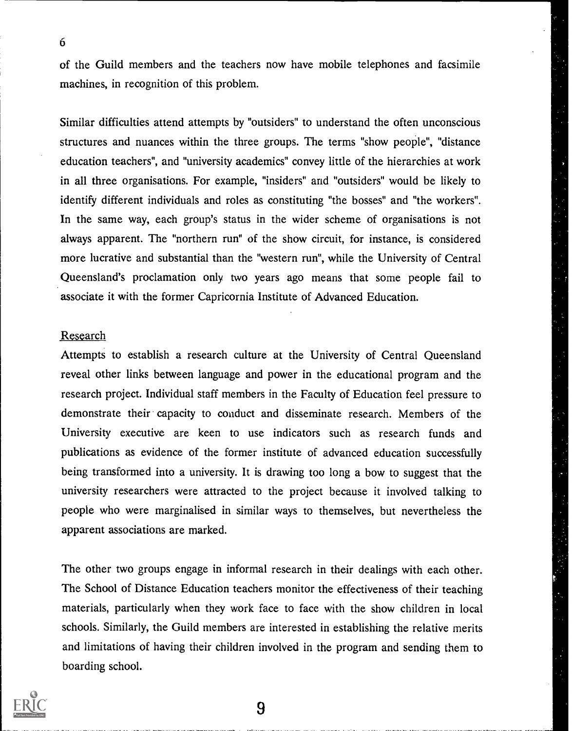of the Guild members and the teachers now have mobile telephones and facsimile machines, in recognition of this problem.

Similar difficulties attend attempts by "outsiders" to understand the often unconscious structures and nuances within the three groups. The terms "show people", "distance education teachers", and "university academics" convey little of the hierarchies at work in all three organisations. For example, "insiders" and "outsiders" would be likely to identify different individuals and roles as constituting "the bosses" and "the workers". In the same way, each group's status in the wider scheme of organisations is not always apparent. The "northern run" of the show circuit, for instance, is considered more lucrative and substantial than the "western run", while the University of Central Queensland's proclamation only two years ago means that some people fail to associate it with the former Capricornia Institute of Advanced Education.

## Research

Attempts to establish a research culture at the University of Central Queensland reveal other links between language and power in the educational program and the research project. Individual staff members in the Faculty of Education feel pressure to demonstrate their capacity to conduct and disseminate research. Members of the University executive are keen to use indicators such as research funds and publications as evidence of the former institute of advanced education successfully being transformed into a university. It is drawing too long a bow to suggest that the university researchers were attracted to the project because it involved talking to people who were marginalised in similar ways to themselves, but nevertheless the apparent associations are marked.

The other two groups engage in informal research in their dealings with each other. The School of Distance Education teachers monitor the effectiveness of their teaching materials, particularly when they work face to face with the show children in local schools. Similarly, the Guild members are interested in establishing the relative merits and limitations of having their children involved in the program and sending them to boarding school.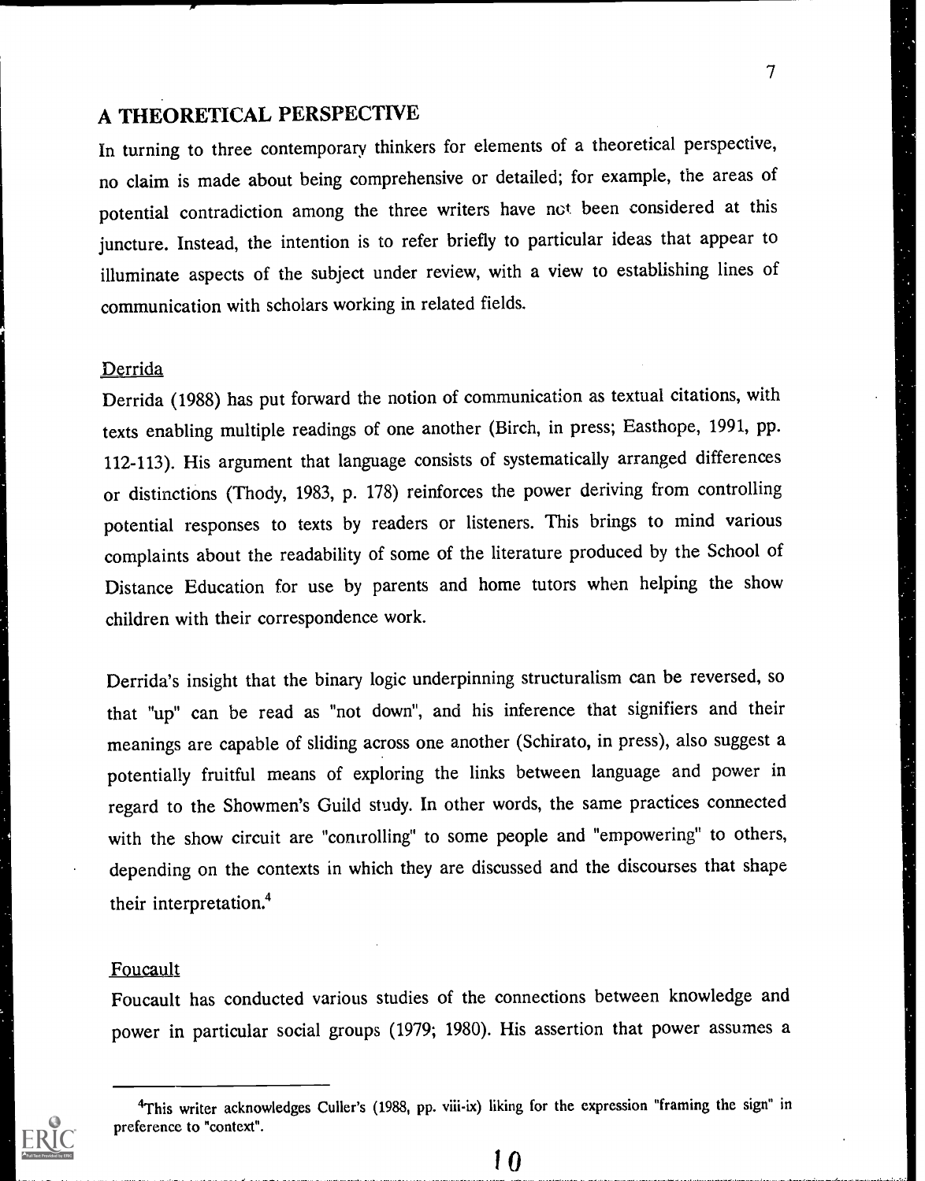## A THEORETICAL PERSPECTIVE

In turning to three contemporary thinkers for elements of a theoretical perspective, no claim is made about being comprehensive or detailed; for example, the areas of potential contradiction among the three writers have not been considered at this juncture. Instead, the intention is to refer briefly to particular ideas that appear to illuminate aspects of the subject under review, with a view to establishing lines of communication with scholars working in related fields.

### Derrida

Derrida (1988) has put forward the notion of communication as textual citations, with texts enabling multiple readings of one another (Birch, in press; Easthope, 1991, pp. 112-113). His argument that language consists of systematically arranged differences or distinctions (Thody, 1983, p. 178) reinforces the power deriving from controlling potential responses to texts by readers or listeners. This brings to mind various complaints about the readability of some of the literature produced by the School of Distance Education for use by parents and home tutors when helping the show children with their correspondence work.

Derrida's insight that the binary logic underpinning structuralism can be reversed, so that "up" can be read as "not down", and his inference that signifiers and their meanings are capable of sliding across one another (Schirato, in press), also suggest a potentially fruitful means of exploring the links between language and power in regard to the Showmen's Guild study. In other words, the same practices connected with the show circuit are "controlling" to some people and "empowering" to others, depending on the contexts in which they are discussed and the discourses that shape their interpretation.[4]

### Foucault

Foucault has conducted various studies of the connections between knowledge and power in particular social groups (1979; 1980). His assertion that power assumes a

[4]This writer acknowledges Culler's (1988, pp. viii-ix) liking for the expression "framing the sign" in preference to "context".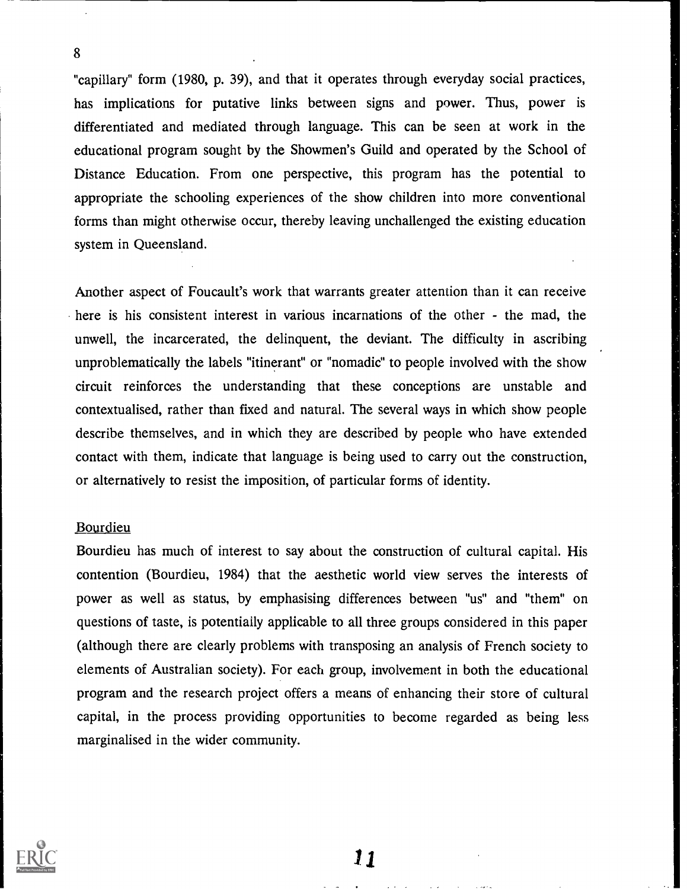"capillary" form (1980, p. 39), and that it operates through everyday social practices, has implications for putative links between signs and power. Thus, power is differentiated and mediated through language. This can be seen at work in the educational program sought by the Showmen's Guild and operated by the School of Distance Education. From one perspective, this program has the potential to appropriate the schooling experiences of the show children into more conventional forms than might otherwise occur, thereby leaving unchallenged the existing education system in Queensland.

Another aspect of Foucault's work that warrants greater attention than it can receive here is his consistent interest in various incarnations of the other - the mad, the unwell, the incarcerated, the delinquent, the deviant. The difficulty in ascribing unproblematically the labels "itinerant" or "nomadic" to people involved with the show circuit reinforces the understanding that these conceptions are unstable and contextualised, rather than fixed and natural. The several ways in which show people describe themselves, and in which they are described by people who have extended contact with them, indicate that language is being used to carry out the construction, or alternatively to resist the imposition, of particular forms of identity.

## Bourdieu

Bourdieu has much of interest to say about the construction of cultural capital. His contention (Bourdieu, 1984) that the aesthetic world view serves the interests of power as well as status, by emphasising differences between "us" and "them" on questions of taste, is potentially applicable to all three groups considered in this paper (although there are clearly problems with transposing an analysis of French society to elements of Australian society). For each group, involvement in both the educational program and the research project offers a means of enhancing their store of cultural capital, in the process providing opportunities to become regarded as being less marginalised in the wider community.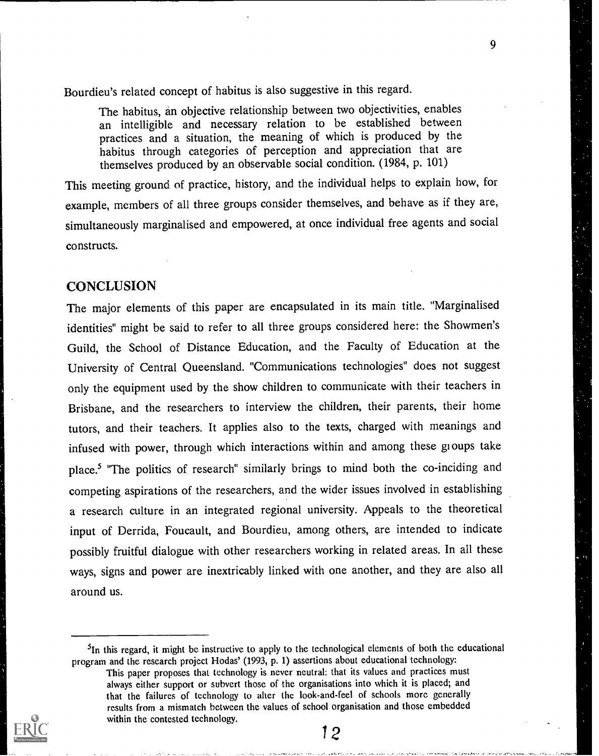Bourdieu's related concept of habitus is also suggestive in this regard.

> The habitus, an objective relationship between two objectivities, enables an intelligible and necessary relation to be established between practices and a situation, the meaning of which is produced by the habitus through categories of perception and appreciation that are themselves produced by an observable social condition. (1984, p. 101)

This meeting ground of practice, history, and the individual helps to explain how, for example, members of all three groups consider themselves, and behave as if they are, simultaneously marginalised and empowered, at once individual free agents and social constructs.

## CONCLUSION

The major elements of this paper are encapsulated in its main title. "Marginalised identities" might be said to refer to all three groups considered here: the Showmen's Guild, the School of Distance Education, and the Faculty of Education at the University of Central Queensland. "Communications technologies" does not suggest only the equipment used by the show children to communicate with their teachers in Brisbane, and the researchers to interview the children, their parents, their home tutors, and their teachers. It applies also to the texts, charged with meanings and infused with power, through which interactions within and among these groups take place.[5] "The politics of research" similarly brings to mind both the co-inciding and competing aspirations of the researchers, and the wider issues involved in establishing a research culture in an integrated regional university. Appeals to the theoretical input of Derrida, Foucault, and Bourdieu, among others, are intended to indicate possibly fruitful dialogue with other researchers working in related areas. In all these ways, signs and power are inextricably linked with one another, and they are also all around us.

---

[5]In this regard, it might be instructive to apply to the technological elements of both the educational program and the research project Hodas' (1993, p. 1) assertions about educational technology:

> This paper proposes that technology is never neutral: that its values and practices must always either support or subvert those of the organisations into which it is placed; and that the failures of technology to alter the look-and-feel of schools more generally results from a mismatch between the values of school organisation and those embedded within the contested technology.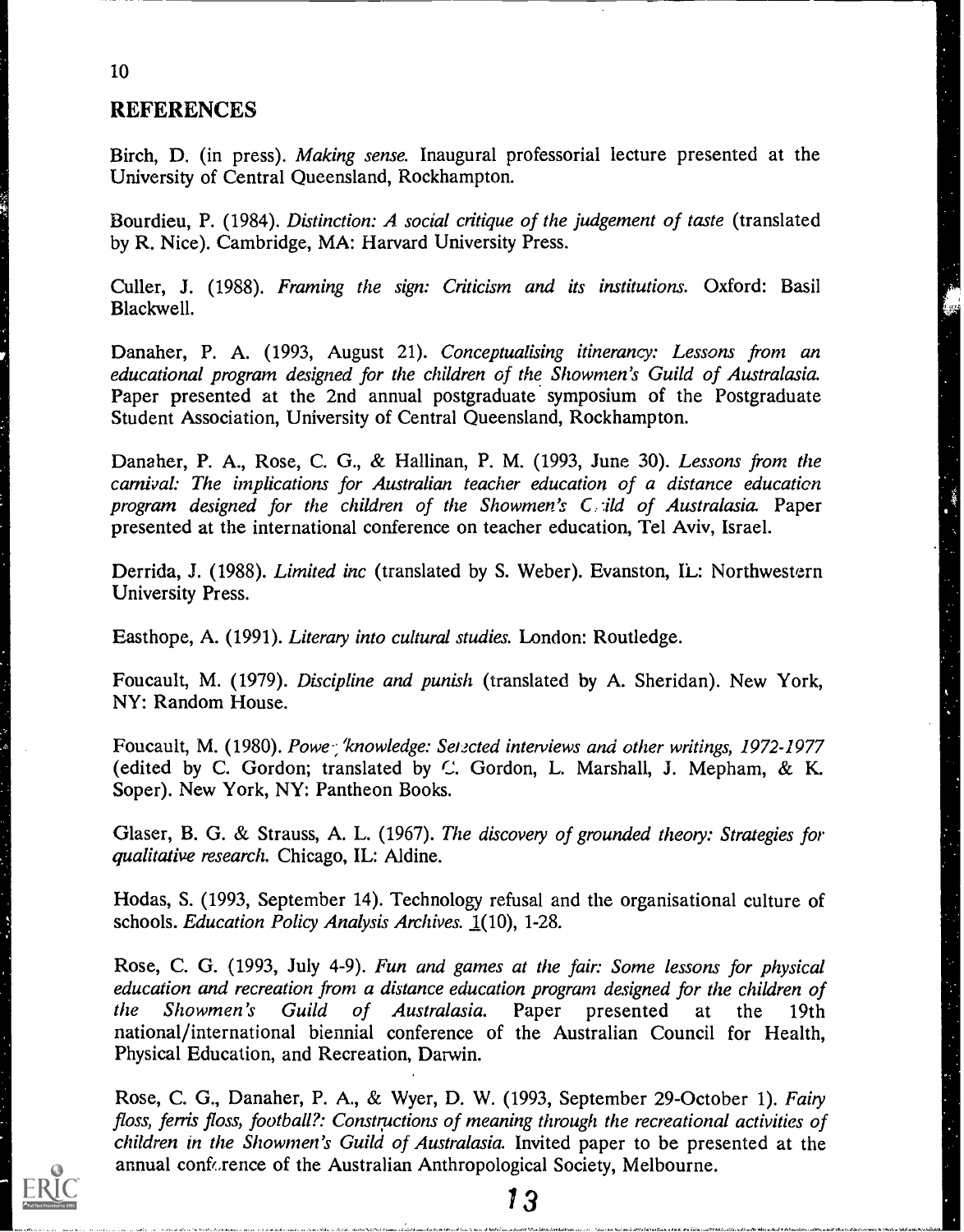## REFERENCES

Birch, D. (in press). *Making sense.* Inaugural professorial lecture presented at the University of Central Queensland, Rockhampton.

Bourdieu, P. (1984). *Distinction: A social critique of the judgement of taste* (translated by R. Nice). Cambridge, MA: Harvard University Press.

Culler, J. (1988). *Framing the sign: Criticism and its institutions.* Oxford: Basil Blackwell.

Danaher, P. A. (1993, August 21). *Conceptualising itinerancy: Lessons from an educational program designed for the children of the Showmen's Guild of Australasia.* Paper presented at the 2nd annual postgraduate symposium of the Postgraduate Student Association, University of Central Queensland, Rockhampton.

Danaher, P. A., Rose, C. G., & Hallinan, P. M. (1993, June 30). *Lessons from the carnival: The implications for Australian teacher education of a distance education program designed for the children of the Showmen's Guild of Australasia.* Paper presented at the international conference on teacher education, Tel Aviv, Israel.

Derrida, J. (1988). *Limited inc* (translated by S. Weber). Evanston, IL: Northwestern University Press.

Easthope, A. (1991). *Literary into cultural studies.* London: Routledge.

Foucault, M. (1979). *Discipline and punish* (translated by A. Sheridan). New York, NY: Random House.

Foucault, M. (1980). *Power/knowledge: Selected interviews and other writings, 1972-1977* (edited by C. Gordon; translated by C. Gordon, L. Marshall, J. Mepham, & K. Soper). New York, NY: Pantheon Books.

Glaser, B. G. & Strauss, A. L. (1967). *The discovery of grounded theory: Strategies for qualitative research.* Chicago, IL: Aldine.

Hodas, S. (1993, September 14). Technology refusal and the organisational culture of schools. *Education Policy Analysis Archives.* 1(10), 1-28.

Rose, C. G. (1993, July 4-9). *Fun and games at the fair: Some lessons for physical education and recreation from a distance education program designed for the children of the Showmen's Guild of Australasia.* Paper presented at the 19th national/international biennial conference of the Australian Council for Health, Physical Education, and Recreation, Darwin.

Rose, C. G., Danaher, P. A., & Wyer, D. W. (1993, September 29-October 1). *Fairy floss, ferris floss, football?: Constructions of meaning through the recreational activities of children in the Showmen's Guild of Australasia.* Invited paper to be presented at the annual conference of the Australian Anthropological Society, Melbourne.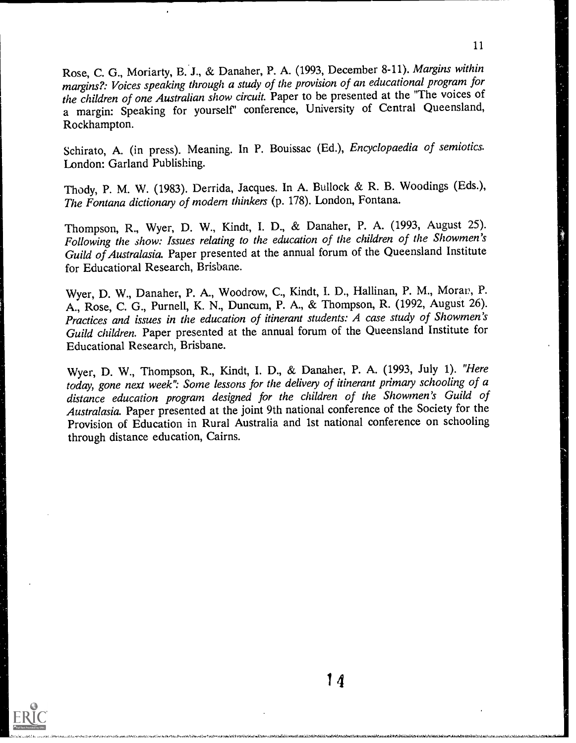Rose, C. G., Moriarty, B. J., & Danaher, P. A. (1993, December 8-11). *Margins within margins?: Voices speaking through a study of the provision of an educational program for the children of one Australian show circuit.* Paper to be presented at the "The voices of a margin: Speaking for yourself" conference, University of Central Queensland, Rockhampton.

Schirato, A. (in press). Meaning. In P. Bouissac (Ed.), *Encyclopaedia of semiotics.* London: Garland Publishing.

Thody, P. M. W. (1983). Derrida, Jacques. In A. Bullock & R. B. Woodings (Eds.), *The Fontana dictionary of modern thinkers* (p. 178). London, Fontana.

Thompson, R., Wyer, D. W., Kindt, I. D., & Danaher, P. A. (1993, August 25). *Following the show: Issues relating to the education of the children of the Showmen's Guild of Australasia.* Paper presented at the annual forum of the Queensland Institute for Educational Research, Brisbane.

Wyer, D. W., Danaher, P. A., Woodrow, C., Kindt, I. D., Hallinan, P. M., Moran, P. A., Rose, C. G., Purnell, K. N., Duncum, P. A., & Thompson, R. (1992, August 26). *Practices and issues in the education of itinerant students: A case study of Showmen's Guild children.* Paper presented at the annual forum of the Queensland Institute for Educational Research, Brisbane.

Wyer, D. W., Thompson, R., Kindt, I. D., & Danaher, P. A. (1993, July 1). *"Here today, gone next week": Some lessons for the delivery of itinerant primary schooling of a distance education program designed for the children of the Showmen's Guild of Australasia.* Paper presented at the joint 9th national conference of the Society for the Provision of Education in Rural Australia and 1st national conference on schooling through distance education, Cairns.